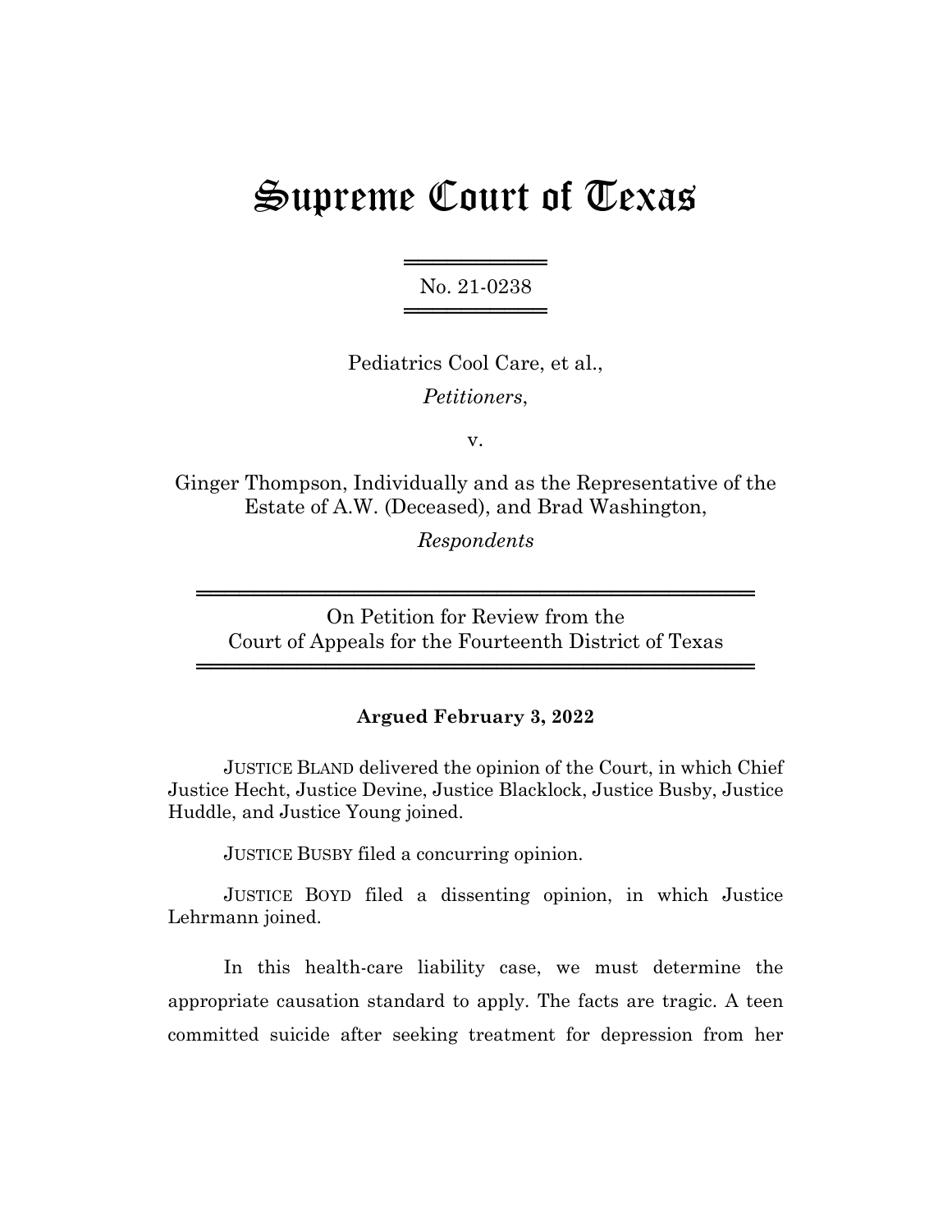# Supreme Court of Texas

No. 21-0238

Pediatrics Cool Care, et al.,

*Petitioners*,

v.

Ginger Thompson, Individually and as the Representative of the Estate of A.W. (Deceased), and Brad Washington,

*Respondents*

On Petition for Review from the
Court of Appeals for the Fourteenth District of Texas

**Argued February 3, 2022**

JUSTICE BLAND delivered the opinion of the Court, in which Chief Justice Hecht, Justice Devine, Justice Blacklock, Justice Busby, Justice Huddle, and Justice Young joined.

JUSTICE BUSBY filed a concurring opinion.

JUSTICE BOYD filed a dissenting opinion, in which Justice Lehrmann joined.

In this health-care liability case, we must determine the appropriate causation standard to apply. The facts are tragic. A teen committed suicide after seeking treatment for depression from her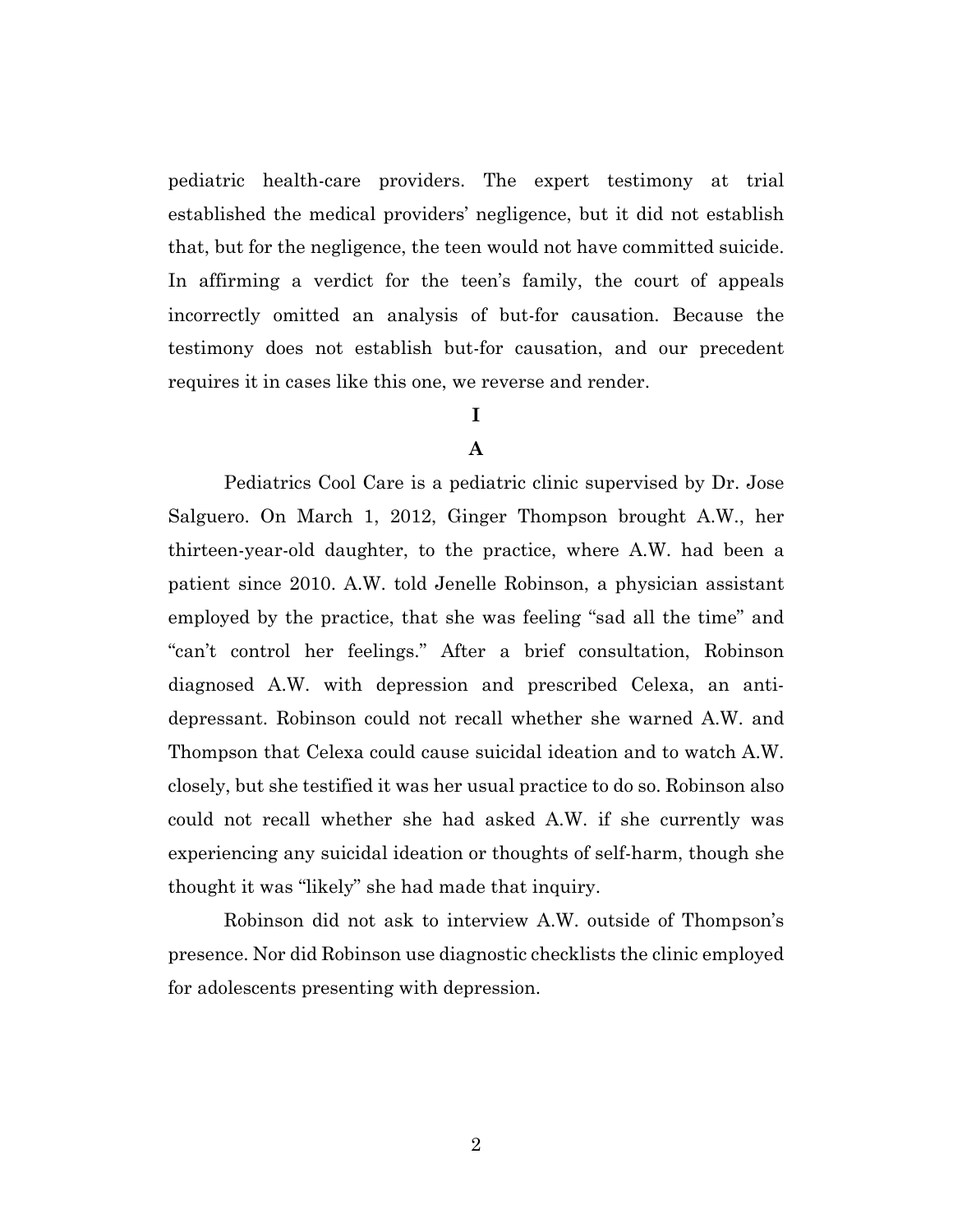pediatric health-care providers. The expert testimony at trial established the medical providers' negligence, but it did not establish that, but for the negligence, the teen would not have committed suicide. In affirming a verdict for the teen's family, the court of appeals incorrectly omitted an analysis of but-for causation. Because the testimony does not establish but-for causation, and our precedent requires it in cases like this one, we reverse and render.

## I

### A

Pediatrics Cool Care is a pediatric clinic supervised by Dr. Jose Salguero. On March 1, 2012, Ginger Thompson brought A.W., her thirteen-year-old daughter, to the practice, where A.W. had been a patient since 2010. A.W. told Jenelle Robinson, a physician assistant employed by the practice, that she was feeling "sad all the time" and "can't control her feelings." After a brief consultation, Robinson diagnosed A.W. with depression and prescribed Celexa, an anti-depressant. Robinson could not recall whether she warned A.W. and Thompson that Celexa could cause suicidal ideation and to watch A.W. closely, but she testified it was her usual practice to do so. Robinson also could not recall whether she had asked A.W. if she currently was experiencing any suicidal ideation or thoughts of self-harm, though she thought it was "likely" she had made that inquiry.

Robinson did not ask to interview A.W. outside of Thompson's presence. Nor did Robinson use diagnostic checklists the clinic employed for adolescents presenting with depression.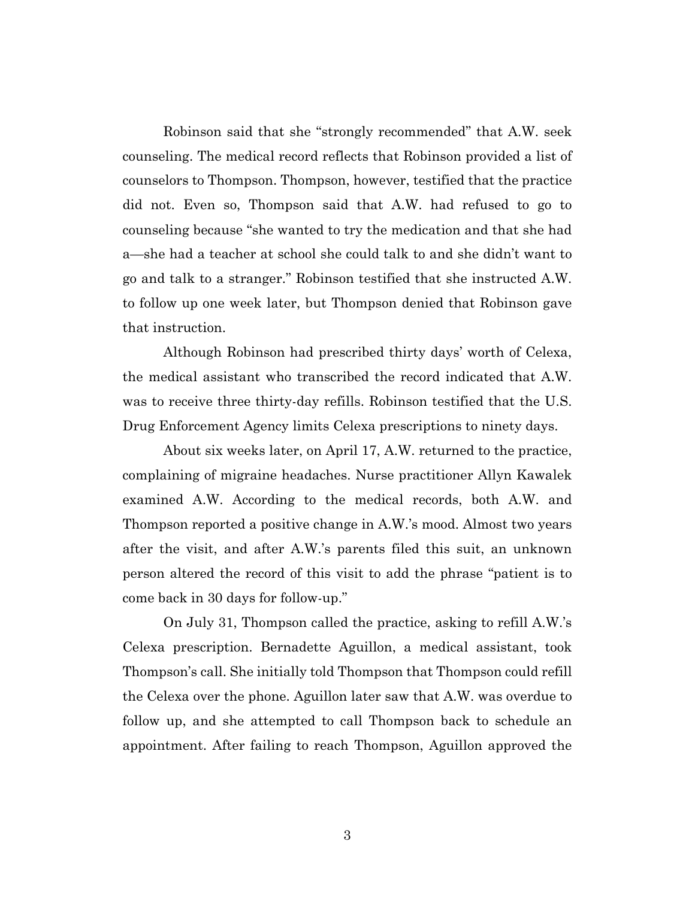Robinson said that she "strongly recommended" that A.W. seek counseling. The medical record reflects that Robinson provided a list of counselors to Thompson. Thompson, however, testified that the practice did not. Even so, Thompson said that A.W. had refused to go to counseling because "she wanted to try the medication and that she had a—she had a teacher at school she could talk to and she didn't want to go and talk to a stranger." Robinson testified that she instructed A.W. to follow up one week later, but Thompson denied that Robinson gave that instruction.

Although Robinson had prescribed thirty days' worth of Celexa, the medical assistant who transcribed the record indicated that A.W. was to receive three thirty-day refills. Robinson testified that the U.S. Drug Enforcement Agency limits Celexa prescriptions to ninety days.

About six weeks later, on April 17, A.W. returned to the practice, complaining of migraine headaches. Nurse practitioner Allyn Kawalek examined A.W. According to the medical records, both A.W. and Thompson reported a positive change in A.W.'s mood. Almost two years after the visit, and after A.W.'s parents filed this suit, an unknown person altered the record of this visit to add the phrase "patient is to come back in 30 days for follow-up."

On July 31, Thompson called the practice, asking to refill A.W.'s Celexa prescription. Bernadette Aguillon, a medical assistant, took Thompson's call. She initially told Thompson that Thompson could refill the Celexa over the phone. Aguillon later saw that A.W. was overdue to follow up, and she attempted to call Thompson back to schedule an appointment. After failing to reach Thompson, Aguillon approved the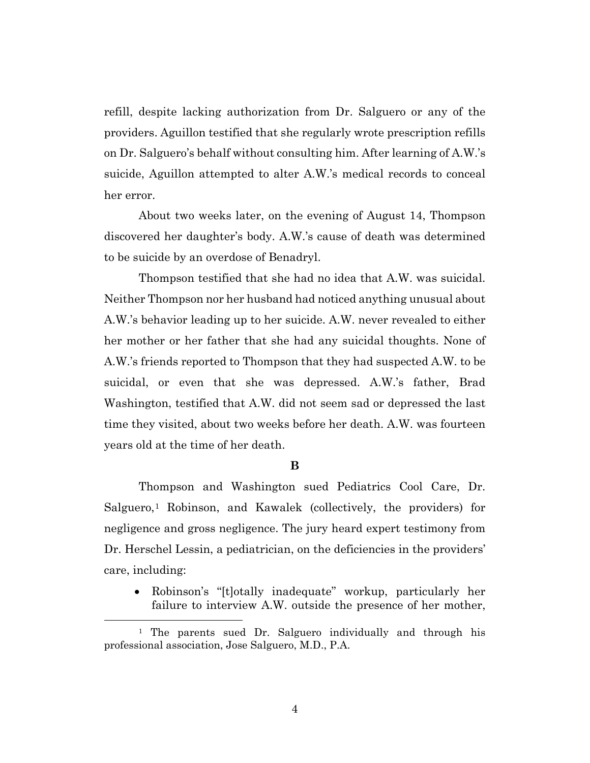refill, despite lacking authorization from Dr. Salguero or any of the providers. Aguillon testified that she regularly wrote prescription refills on Dr. Salguero's behalf without consulting him. After learning of A.W.'s suicide, Aguillon attempted to alter A.W.'s medical records to conceal her error.

About two weeks later, on the evening of August 14, Thompson discovered her daughter's body. A.W.'s cause of death was determined to be suicide by an overdose of Benadryl.

Thompson testified that she had no idea that A.W. was suicidal. Neither Thompson nor her husband had noticed anything unusual about A.W.'s behavior leading up to her suicide. A.W. never revealed to either her mother or her father that she had any suicidal thoughts. None of A.W.'s friends reported to Thompson that they had suspected A.W. to be suicidal, or even that she was depressed. A.W.'s father, Brad Washington, testified that A.W. did not seem sad or depressed the last time they visited, about two weeks before her death. A.W. was fourteen years old at the time of her death.

### B

Thompson and Washington sued Pediatrics Cool Care, Dr. Salguero,[1] Robinson, and Kawalek (collectively, the providers) for negligence and gross negligence. The jury heard expert testimony from Dr. Herschel Lessin, a pediatrician, on the deficiencies in the providers' care, including:

- Robinson's "[t]otally inadequate" workup, particularly her failure to interview A.W. outside the presence of her mother,

---

[1] The parents sued Dr. Salguero individually and through his professional association, Jose Salguero, M.D., P.A.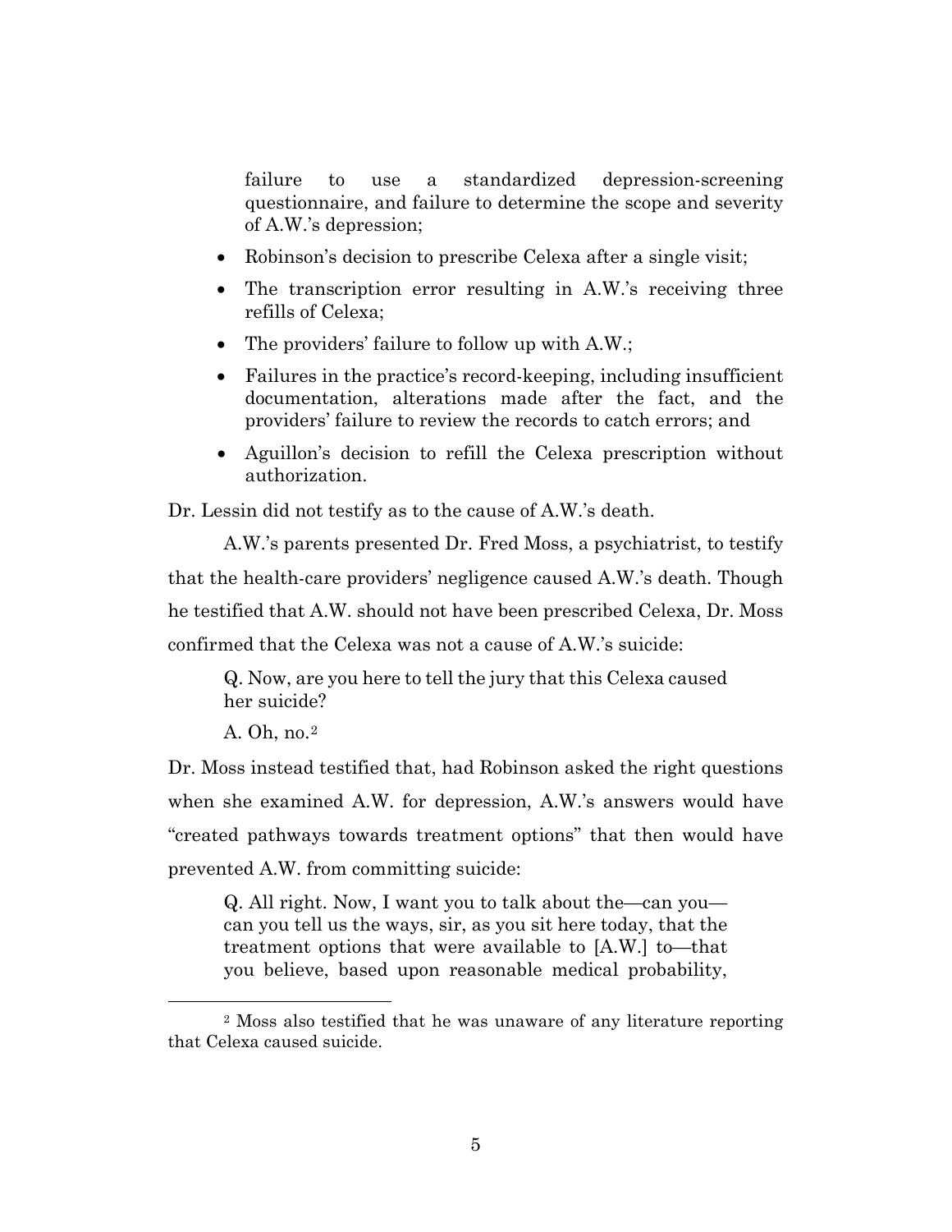failure to use a standardized depression-screening questionnaire, and failure to determine the scope and severity of A.W.'s depression;

- Robinson's decision to prescribe Celexa after a single visit;
- The transcription error resulting in A.W.'s receiving three refills of Celexa;
- The providers' failure to follow up with A.W.;
- Failures in the practice's record-keeping, including insufficient documentation, alterations made after the fact, and the providers' failure to review the records to catch errors; and
- Aguillon's decision to refill the Celexa prescription without authorization.

Dr. Lessin did not testify as to the cause of A.W.'s death.

A.W.'s parents presented Dr. Fred Moss, a psychiatrist, to testify that the health-care providers' negligence caused A.W.'s death. Though he testified that A.W. should not have been prescribed Celexa, Dr. Moss confirmed that the Celexa was not a cause of A.W.'s suicide:

> Q. Now, are you here to tell the jury that this Celexa caused her suicide?
>
> A. Oh, no.[2]

Dr. Moss instead testified that, had Robinson asked the right questions when she examined A.W. for depression, A.W.'s answers would have "created pathways towards treatment options" that then would have prevented A.W. from committing suicide:

> Q. All right. Now, I want you to talk about the—can you—can you tell us the ways, sir, as you sit here today, that the treatment options that were available to [A.W.] to—that you believe, based upon reasonable medical probability,

[2] Moss also testified that he was unaware of any literature reporting that Celexa caused suicide.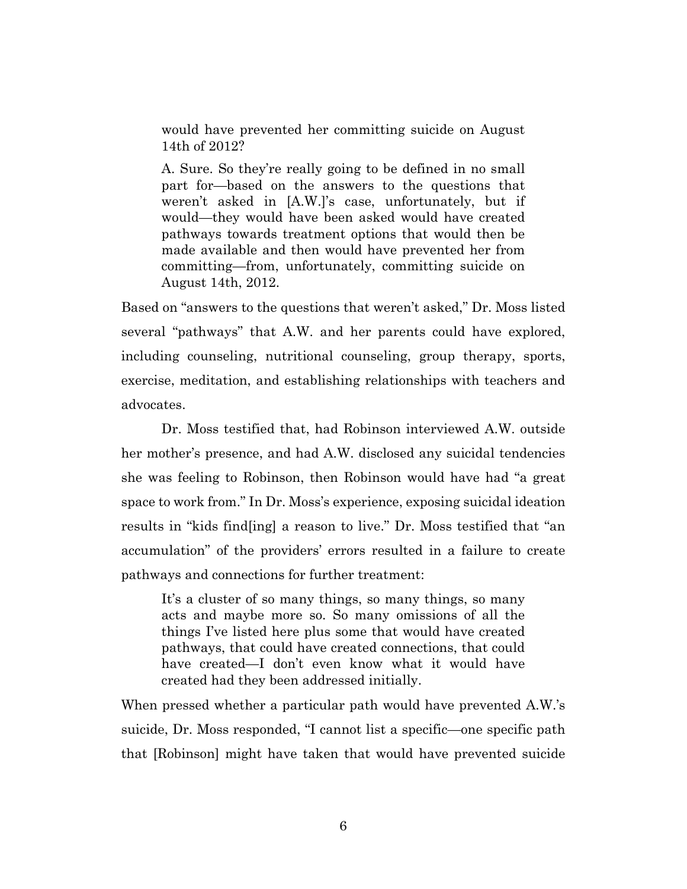> would have prevented her committing suicide on August 14th of 2012?
>
> A. Sure. So they're really going to be defined in no small part for—based on the answers to the questions that weren't asked in [A.W.]'s case, unfortunately, but if would—they would have been asked would have created pathways towards treatment options that would then be made available and then would have prevented her from committing—from, unfortunately, committing suicide on August 14th, 2012.

Based on "answers to the questions that weren't asked," Dr. Moss listed several "pathways" that A.W. and her parents could have explored, including counseling, nutritional counseling, group therapy, sports, exercise, meditation, and establishing relationships with teachers and advocates.

Dr. Moss testified that, had Robinson interviewed A.W. outside her mother's presence, and had A.W. disclosed any suicidal tendencies she was feeling to Robinson, then Robinson would have had "a great space to work from." In Dr. Moss's experience, exposing suicidal ideation results in "kids find[ing] a reason to live." Dr. Moss testified that "an accumulation" of the providers' errors resulted in a failure to create pathways and connections for further treatment:

> It's a cluster of so many things, so many things, so many acts and maybe more so. So many omissions of all the things I've listed here plus some that would have created pathways, that could have created connections, that could have created—I don't even know what it would have created had they been addressed initially.

When pressed whether a particular path would have prevented A.W.'s suicide, Dr. Moss responded, "I cannot list a specific—one specific path that [Robinson] might have taken that would have prevented suicide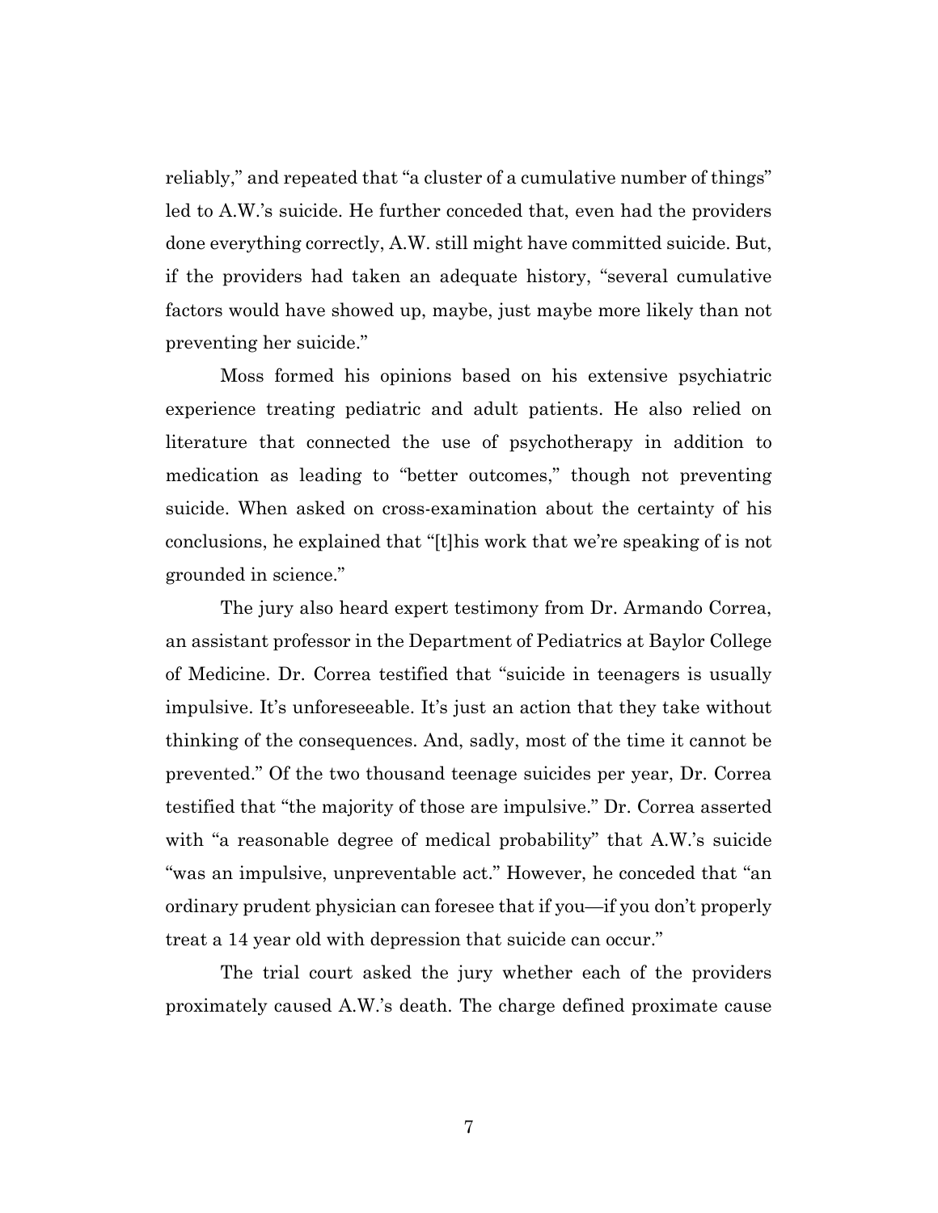reliably," and repeated that "a cluster of a cumulative number of things" led to A.W.'s suicide. He further conceded that, even had the providers done everything correctly, A.W. still might have committed suicide. But, if the providers had taken an adequate history, "several cumulative factors would have showed up, maybe, just maybe more likely than not preventing her suicide."

Moss formed his opinions based on his extensive psychiatric experience treating pediatric and adult patients. He also relied on literature that connected the use of psychotherapy in addition to medication as leading to "better outcomes," though not preventing suicide. When asked on cross-examination about the certainty of his conclusions, he explained that "[t]his work that we're speaking of is not grounded in science."

The jury also heard expert testimony from Dr. Armando Correa, an assistant professor in the Department of Pediatrics at Baylor College of Medicine. Dr. Correa testified that "suicide in teenagers is usually impulsive. It's unforeseeable. It's just an action that they take without thinking of the consequences. And, sadly, most of the time it cannot be prevented." Of the two thousand teenage suicides per year, Dr. Correa testified that "the majority of those are impulsive." Dr. Correa asserted with "a reasonable degree of medical probability" that A.W.'s suicide "was an impulsive, unpreventable act." However, he conceded that "an ordinary prudent physician can foresee that if you—if you don't properly treat a 14 year old with depression that suicide can occur."

The trial court asked the jury whether each of the providers proximately caused A.W.'s death. The charge defined proximate cause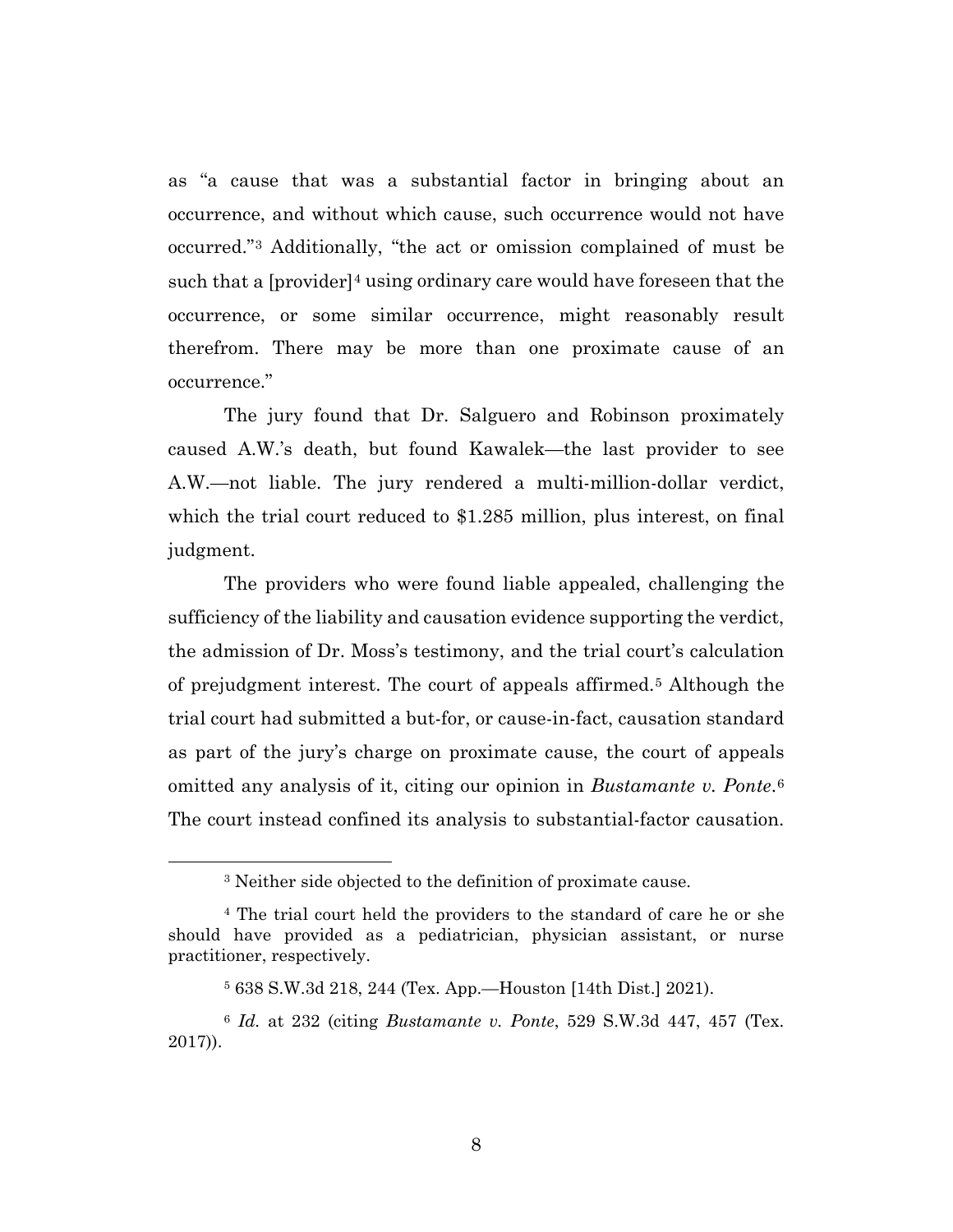as "a cause that was a substantial factor in bringing about an occurrence, and without which cause, such occurrence would not have occurred."[3] Additionally, "the act or omission complained of must be such that a [provider][4] using ordinary care would have foreseen that the occurrence, or some similar occurrence, might reasonably result therefrom. There may be more than one proximate cause of an occurrence."

The jury found that Dr. Salguero and Robinson proximately caused A.W.'s death, but found Kawalek—the last provider to see A.W.—not liable. The jury rendered a multi-million-dollar verdict, which the trial court reduced to $1.285 million, plus interest, on final judgment.

The providers who were found liable appealed, challenging the sufficiency of the liability and causation evidence supporting the verdict, the admission of Dr. Moss's testimony, and the trial court's calculation of prejudgment interest. The court of appeals affirmed.[5] Although the trial court had submitted a but-for, or cause-in-fact, causation standard as part of the jury's charge on proximate cause, the court of appeals omitted any analysis of it, citing our opinion in *Bustamante v. Ponte*.[6] The court instead confined its analysis to substantial-factor causation.

---

[3] Neither side objected to the definition of proximate cause.

[4] The trial court held the providers to the standard of care he or she should have provided as a pediatrician, physician assistant, or nurse practitioner, respectively.

[5] 638 S.W.3d 218, 244 (Tex. App.—Houston [14th Dist.] 2021).

[6] *Id.* at 232 (citing *Bustamante v. Ponte*, 529 S.W.3d 447, 457 (Tex. 2017)).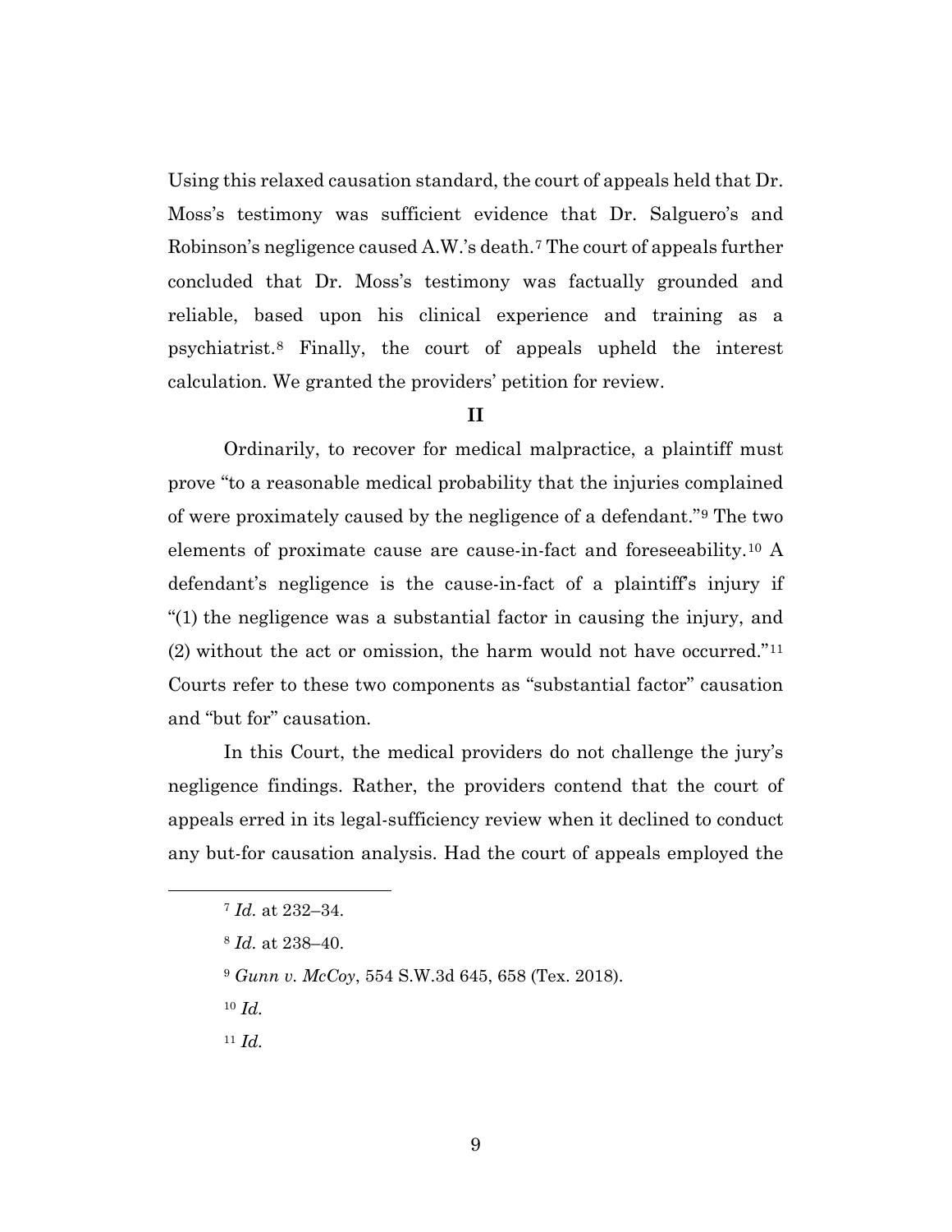Using this relaxed causation standard, the court of appeals held that Dr. Moss's testimony was sufficient evidence that Dr. Salguero's and Robinson's negligence caused A.W.'s death.[7] The court of appeals further concluded that Dr. Moss's testimony was factually grounded and reliable, based upon his clinical experience and training as a psychiatrist.[8] Finally, the court of appeals upheld the interest calculation. We granted the providers' petition for review.

## II

Ordinarily, to recover for medical malpractice, a plaintiff must prove "to a reasonable medical probability that the injuries complained of were proximately caused by the negligence of a defendant."[9] The two elements of proximate cause are cause-in-fact and foreseeability.[10] A defendant's negligence is the cause-in-fact of a plaintiff's injury if "(1) the negligence was a substantial factor in causing the injury, and (2) without the act or omission, the harm would not have occurred."[11] Courts refer to these two components as "substantial factor" causation and "but for" causation.

In this Court, the medical providers do not challenge the jury's negligence findings. Rather, the providers contend that the court of appeals erred in its legal-sufficiency review when it declined to conduct any but-for causation analysis. Had the court of appeals employed the

---

[7] *Id.* at 232–34.

[8] *Id.* at 238–40.

[9] *Gunn v. McCoy*, 554 S.W.3d 645, 658 (Tex. 2018).

[10] *Id.*

[11] *Id.*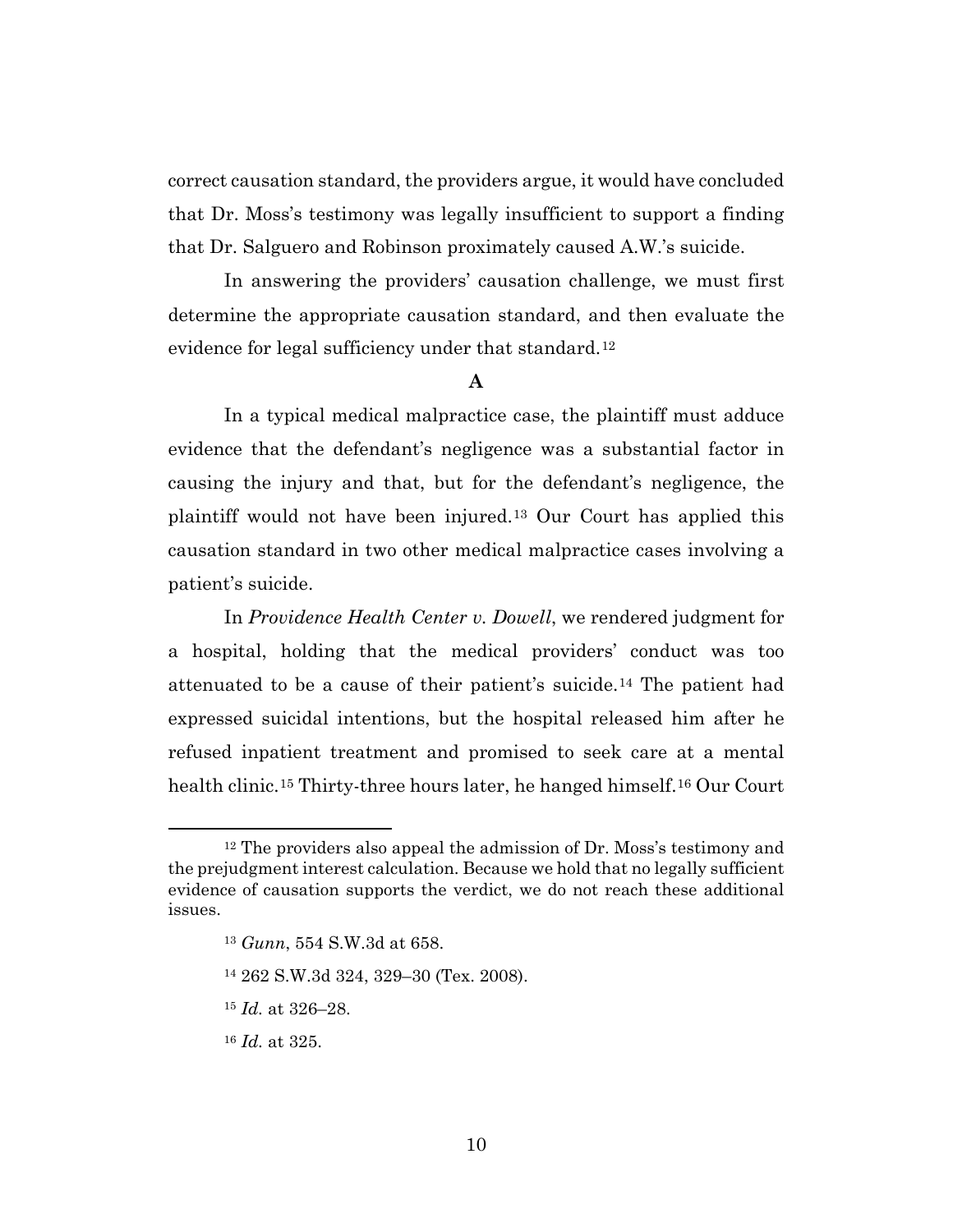correct causation standard, the providers argue, it would have concluded that Dr. Moss's testimony was legally insufficient to support a finding that Dr. Salguero and Robinson proximately caused A.W.'s suicide.

In answering the providers' causation challenge, we must first determine the appropriate causation standard, and then evaluate the evidence for legal sufficiency under that standard.[12]

### A

In a typical medical malpractice case, the plaintiff must adduce evidence that the defendant's negligence was a substantial factor in causing the injury and that, but for the defendant's negligence, the plaintiff would not have been injured.[13] Our Court has applied this causation standard in two other medical malpractice cases involving a patient's suicide.

In *Providence Health Center v. Dowell*, we rendered judgment for a hospital, holding that the medical providers' conduct was too attenuated to be a cause of their patient's suicide.[14] The patient had expressed suicidal intentions, but the hospital released him after he refused inpatient treatment and promised to seek care at a mental health clinic.[15] Thirty-three hours later, he hanged himself.[16] Our Court

---

[12] The providers also appeal the admission of Dr. Moss's testimony and the prejudgment interest calculation. Because we hold that no legally sufficient evidence of causation supports the verdict, we do not reach these additional issues.

[13] *Gunn*, 554 S.W.3d at 658.

[14] 262 S.W.3d 324, 329–30 (Tex. 2008).

[15] *Id.* at 326–28.

[16] *Id.* at 325.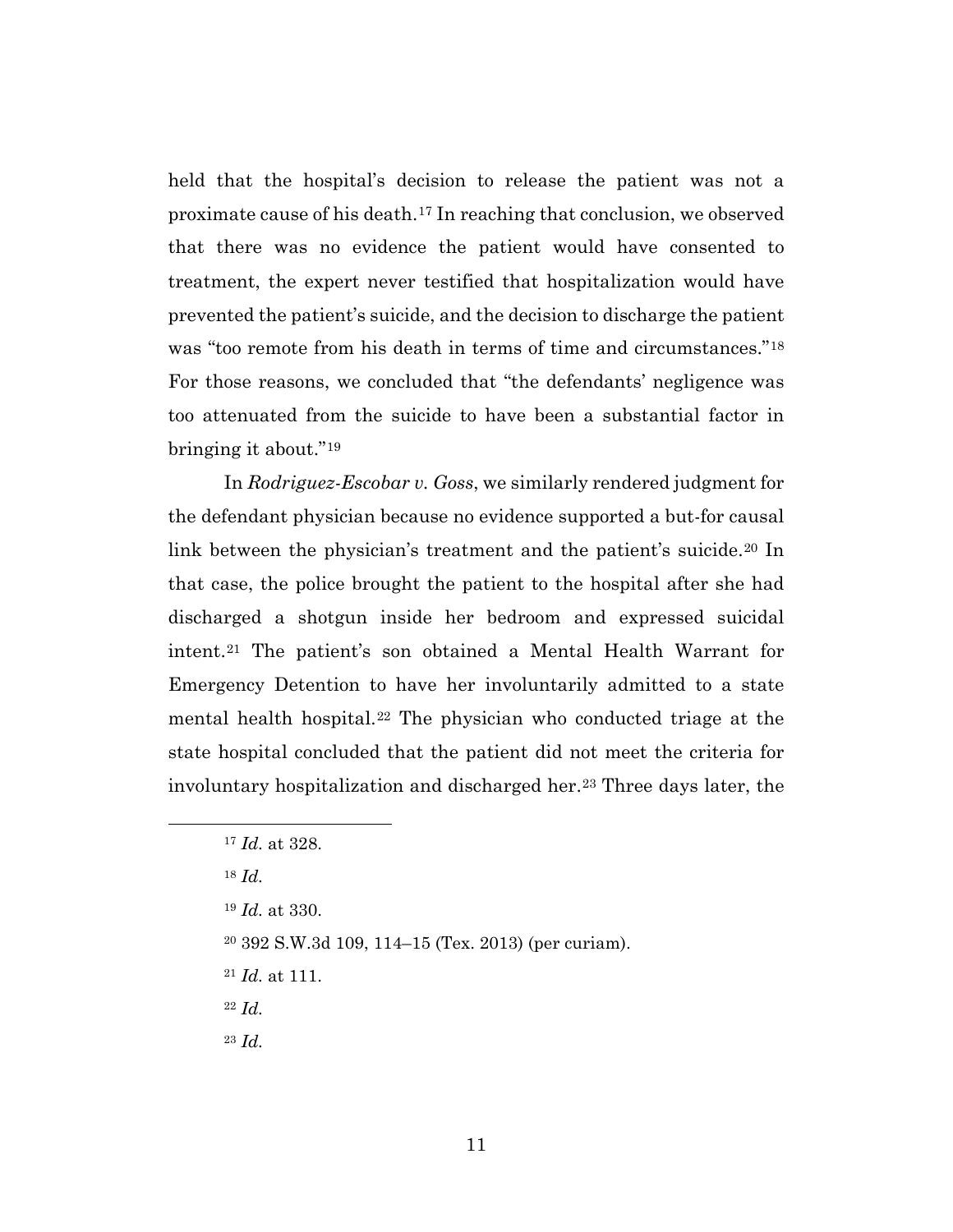held that the hospital's decision to release the patient was not a proximate cause of his death.[17] In reaching that conclusion, we observed that there was no evidence the patient would have consented to treatment, the expert never testified that hospitalization would have prevented the patient's suicide, and the decision to discharge the patient was "too remote from his death in terms of time and circumstances."[18] For those reasons, we concluded that "the defendants' negligence was too attenuated from the suicide to have been a substantial factor in bringing it about."[19]

In *Rodriguez-Escobar v. Goss*, we similarly rendered judgment for the defendant physician because no evidence supported a but-for causal link between the physician's treatment and the patient's suicide.[20] In that case, the police brought the patient to the hospital after she had discharged a shotgun inside her bedroom and expressed suicidal intent.[21] The patient's son obtained a Mental Health Warrant for Emergency Detention to have her involuntarily admitted to a state mental health hospital.[22] The physician who conducted triage at the state hospital concluded that the patient did not meet the criteria for involuntary hospitalization and discharged her.[23] Three days later, the

---

[17] *Id.* at 328.

[18] *Id.*

[19] *Id.* at 330.

[20] 392 S.W.3d 109, 114–15 (Tex. 2013) (per curiam).

[21] *Id.* at 111.

[22] *Id.*

[23] *Id.*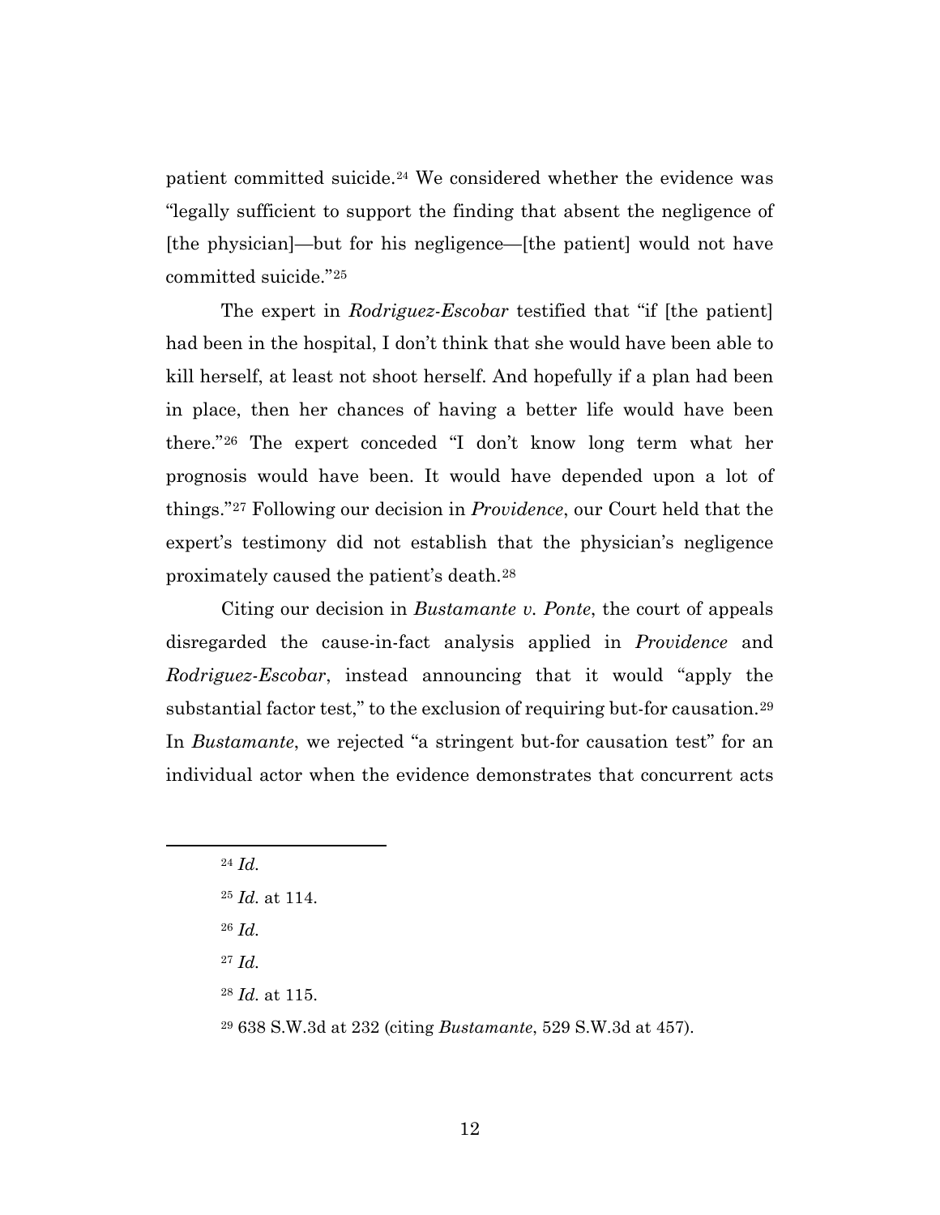patient committed suicide.[24] We considered whether the evidence was "legally sufficient to support the finding that absent the negligence of [the physician]—but for his negligence—[the patient] would not have committed suicide."[25]

The expert in *Rodriguez-Escobar* testified that "if [the patient] had been in the hospital, I don't think that she would have been able to kill herself, at least not shoot herself. And hopefully if a plan had been in place, then her chances of having a better life would have been there."[26] The expert conceded "I don't know long term what her prognosis would have been. It would have depended upon a lot of things."[27] Following our decision in *Providence*, our Court held that the expert's testimony did not establish that the physician's negligence proximately caused the patient's death.[28]

Citing our decision in *Bustamante v. Ponte*, the court of appeals disregarded the cause-in-fact analysis applied in *Providence* and *Rodriguez-Escobar*, instead announcing that it would "apply the substantial factor test," to the exclusion of requiring but-for causation.[29] In *Bustamante*, we rejected "a stringent but-for causation test" for an individual actor when the evidence demonstrates that concurrent acts

---

[24] *Id.*

[25] *Id.* at 114.

[26] *Id.*

[27] *Id.*

[28] *Id.* at 115.

[29] 638 S.W.3d at 232 (citing *Bustamante*, 529 S.W.3d at 457).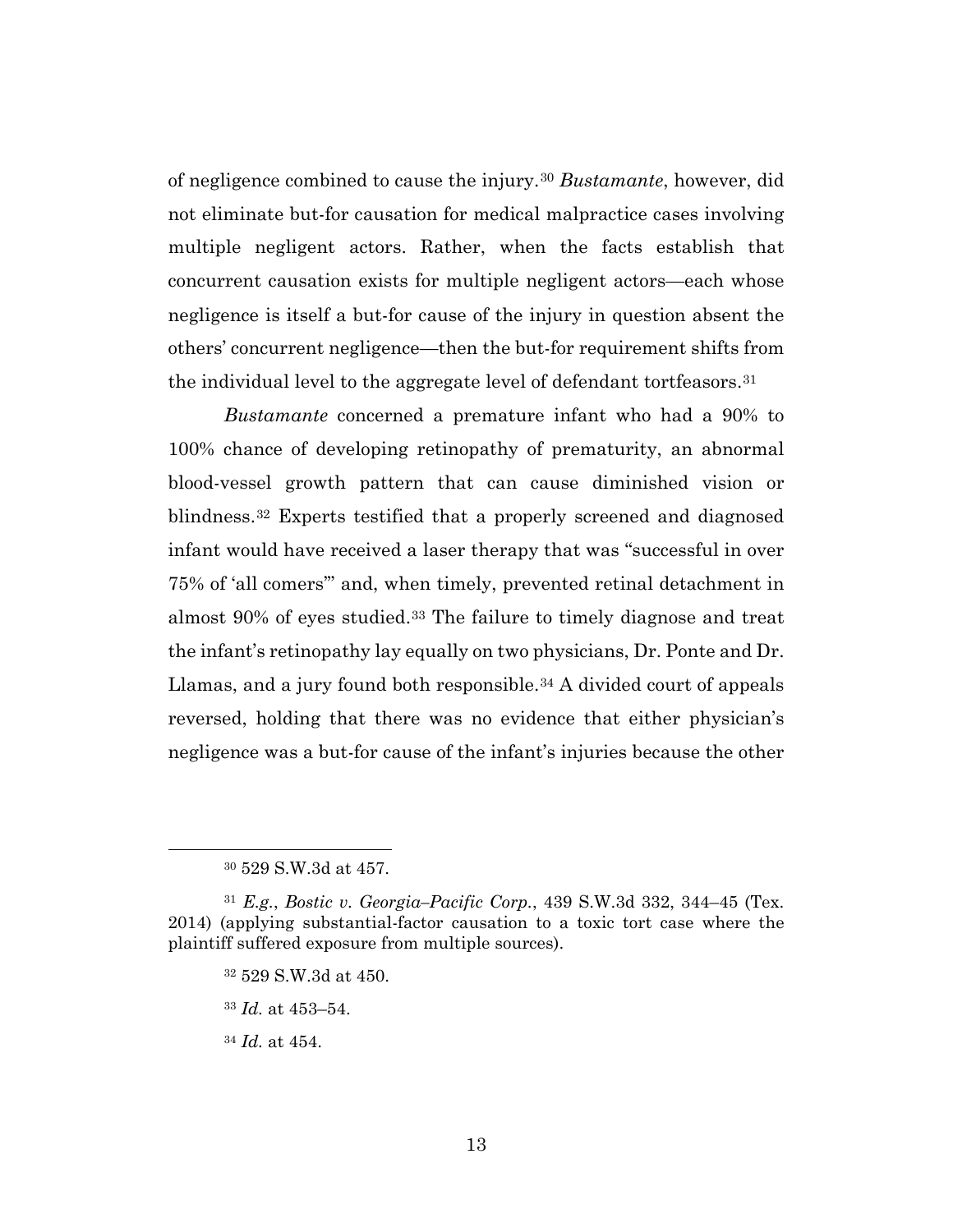of negligence combined to cause the injury.[30] *Bustamante*, however, did not eliminate but-for causation for medical malpractice cases involving multiple negligent actors. Rather, when the facts establish that concurrent causation exists for multiple negligent actors—each whose negligence is itself a but-for cause of the injury in question absent the others' concurrent negligence—then the but-for requirement shifts from the individual level to the aggregate level of defendant tortfeasors.[31]

*Bustamante* concerned a premature infant who had a 90% to 100% chance of developing retinopathy of prematurity, an abnormal blood-vessel growth pattern that can cause diminished vision or blindness.[32] Experts testified that a properly screened and diagnosed infant would have received a laser therapy that was "successful in over 75% of 'all comers'" and, when timely, prevented retinal detachment in almost 90% of eyes studied.[33] The failure to timely diagnose and treat the infant's retinopathy lay equally on two physicians, Dr. Ponte and Dr. Llamas, and a jury found both responsible.[34] A divided court of appeals reversed, holding that there was no evidence that either physician's negligence was a but-for cause of the infant's injuries because the other

---

[30] 529 S.W.3d at 457.

[31] *E.g.*, *Bostic v. Georgia–Pacific Corp.*, 439 S.W.3d 332, 344–45 (Tex. 2014) (applying substantial-factor causation to a toxic tort case where the plaintiff suffered exposure from multiple sources).

[32] 529 S.W.3d at 450.

[33] *Id.* at 453–54.

[34] *Id.* at 454.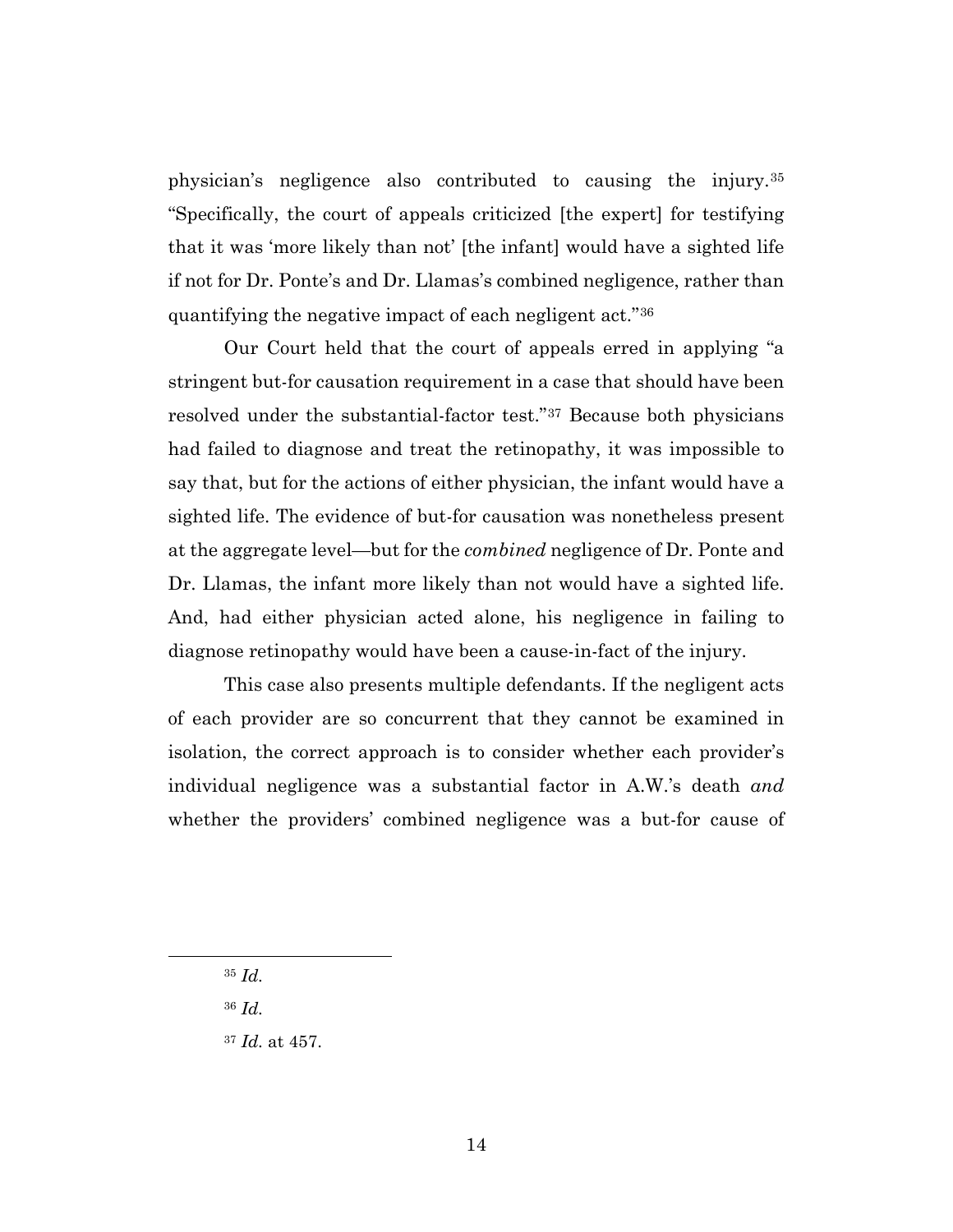physician's negligence also contributed to causing the injury.[35] "Specifically, the court of appeals criticized [the expert] for testifying that it was 'more likely than not' [the infant] would have a sighted life if not for Dr. Ponte's and Dr. Llamas's combined negligence, rather than quantifying the negative impact of each negligent act."[36]

Our Court held that the court of appeals erred in applying "a stringent but-for causation requirement in a case that should have been resolved under the substantial-factor test."[37] Because both physicians had failed to diagnose and treat the retinopathy, it was impossible to say that, but for the actions of either physician, the infant would have a sighted life. The evidence of but-for causation was nonetheless present at the aggregate level—but for the *combined* negligence of Dr. Ponte and Dr. Llamas, the infant more likely than not would have a sighted life. And, had either physician acted alone, his negligence in failing to diagnose retinopathy would have been a cause-in-fact of the injury.

This case also presents multiple defendants. If the negligent acts of each provider are so concurrent that they cannot be examined in isolation, the correct approach is to consider whether each provider's individual negligence was a substantial factor in A.W.'s death *and* whether the providers' combined negligence was a but-for cause of

---

[35] *Id.*

[36] *Id.*

[37] *Id.* at 457.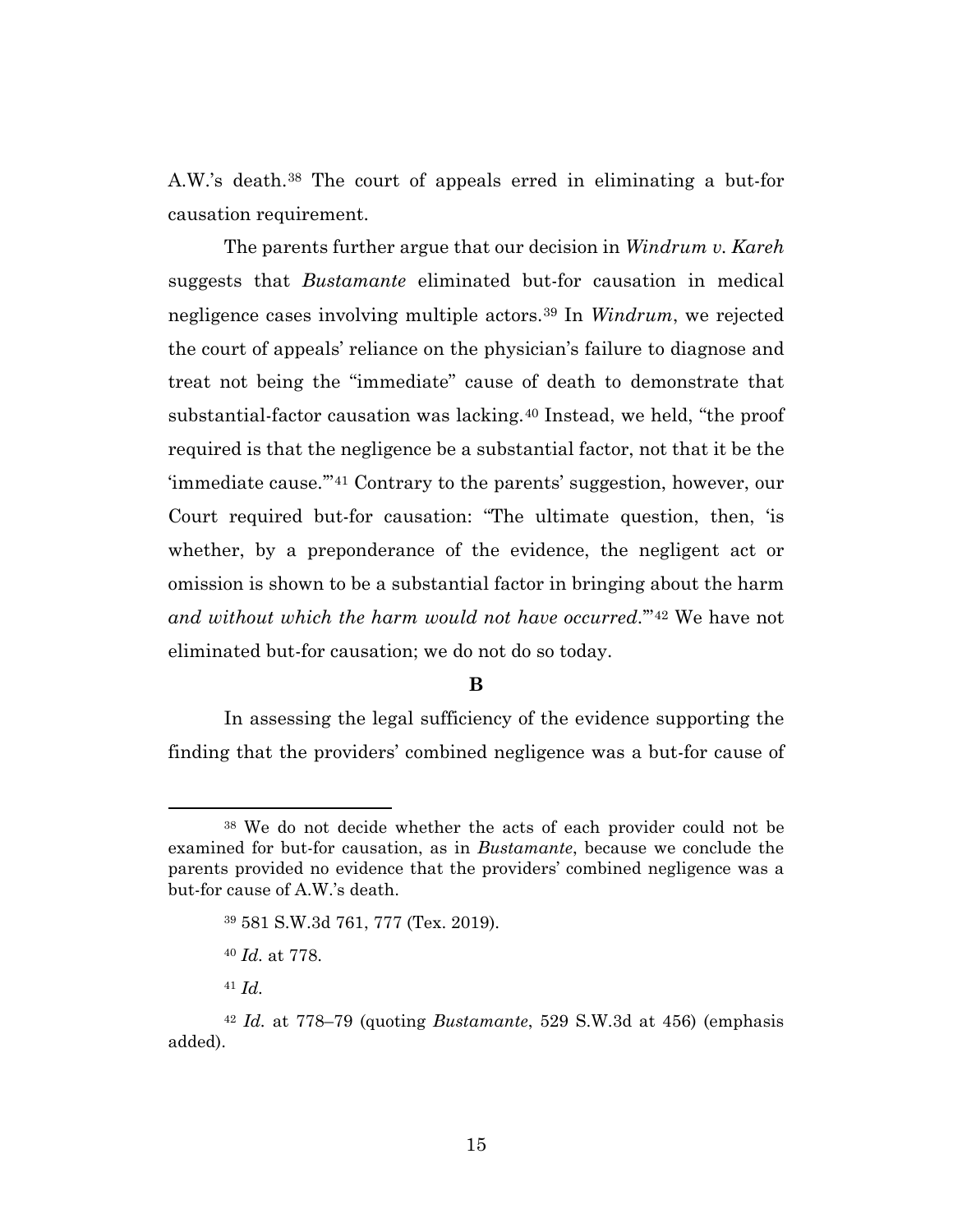A.W.'s death.[38] The court of appeals erred in eliminating a but-for causation requirement.

The parents further argue that our decision in *Windrum v. Kareh* suggests that *Bustamante* eliminated but-for causation in medical negligence cases involving multiple actors.[39] In *Windrum*, we rejected the court of appeals' reliance on the physician's failure to diagnose and treat not being the "immediate" cause of death to demonstrate that substantial-factor causation was lacking.[40] Instead, we held, "the proof required is that the negligence be a substantial factor, not that it be the 'immediate cause.'"[41] Contrary to the parents' suggestion, however, our Court required but-for causation: "The ultimate question, then, 'is whether, by a preponderance of the evidence, the negligent act or omission is shown to be a substantial factor in bringing about the harm *and without which the harm would not have occurred*.'"[42] We have not eliminated but-for causation; we do not do so today.

**B**

In assessing the legal sufficiency of the evidence supporting the finding that the providers' combined negligence was a but-for cause of

---

[38] We do not decide whether the acts of each provider could not be examined for but-for causation, as in *Bustamante*, because we conclude the parents provided no evidence that the providers' combined negligence was a but-for cause of A.W.'s death.

[39] 581 S.W.3d 761, 777 (Tex. 2019).

[40] *Id.* at 778.

[41] *Id.*

[42] *Id.* at 778–79 (quoting *Bustamante*, 529 S.W.3d at 456) (emphasis added).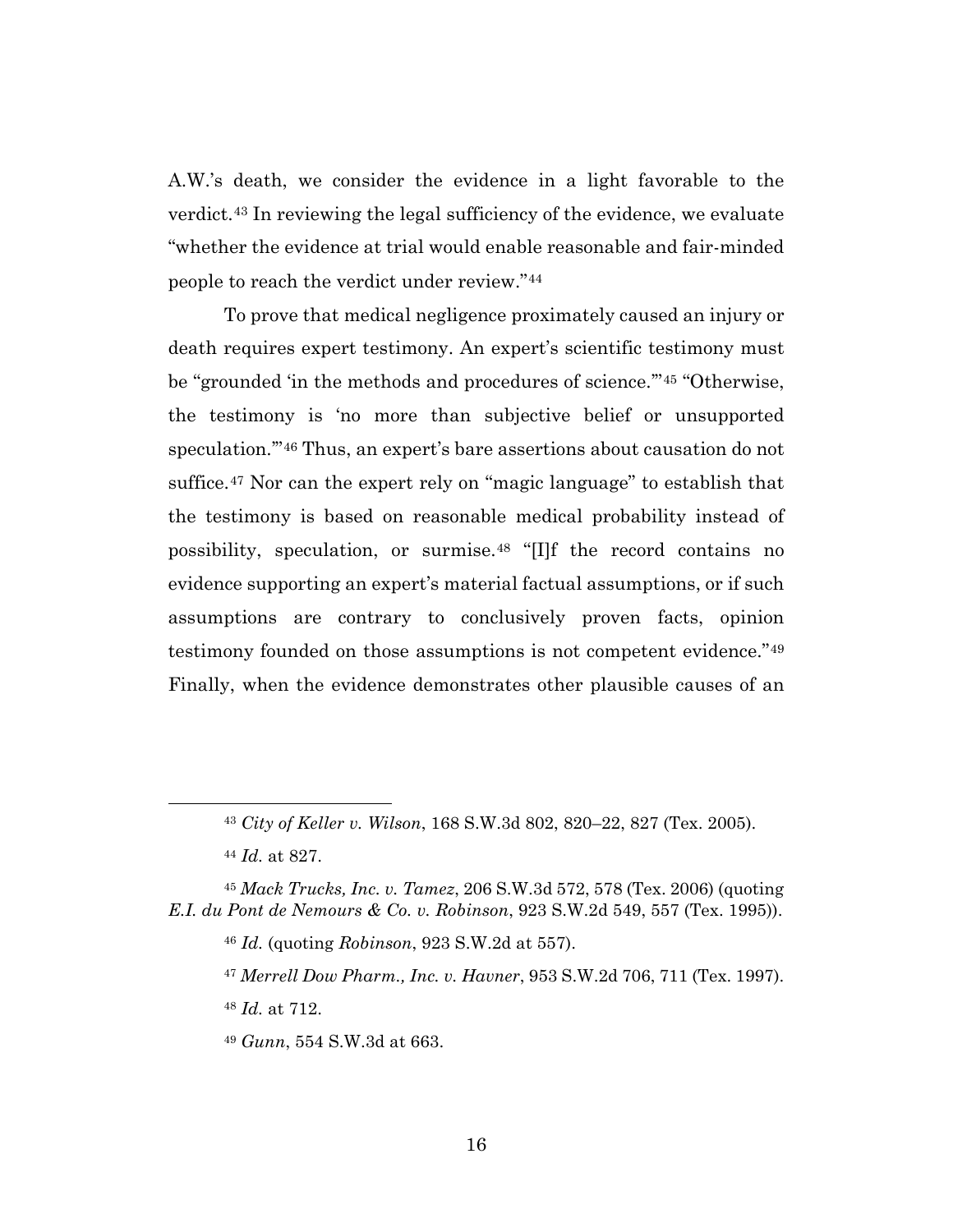A.W.'s death, we consider the evidence in a light favorable to the verdict.[43] In reviewing the legal sufficiency of the evidence, we evaluate "whether the evidence at trial would enable reasonable and fair-minded people to reach the verdict under review."[44]

To prove that medical negligence proximately caused an injury or death requires expert testimony. An expert's scientific testimony must be "grounded 'in the methods and procedures of science.'"[45] "Otherwise, the testimony is 'no more than subjective belief or unsupported speculation.'"[46] Thus, an expert's bare assertions about causation do not suffice.[47] Nor can the expert rely on "magic language" to establish that the testimony is based on reasonable medical probability instead of possibility, speculation, or surmise.[48] "[I]f the record contains no evidence supporting an expert's material factual assumptions, or if such assumptions are contrary to conclusively proven facts, opinion testimony founded on those assumptions is not competent evidence."[49] Finally, when the evidence demonstrates other plausible causes of an

---

[43] *City of Keller v. Wilson*, 168 S.W.3d 802, 820–22, 827 (Tex. 2005).

[44] *Id.* at 827.

[45] *Mack Trucks, Inc. v. Tamez*, 206 S.W.3d 572, 578 (Tex. 2006) (quoting *E.I. du Pont de Nemours & Co. v. Robinson*, 923 S.W.2d 549, 557 (Tex. 1995)).

[46] *Id.* (quoting *Robinson*, 923 S.W.2d at 557).

[47] *Merrell Dow Pharm., Inc. v. Havner*, 953 S.W.2d 706, 711 (Tex. 1997).

[48] *Id.* at 712.

[49] *Gunn*, 554 S.W.3d at 663.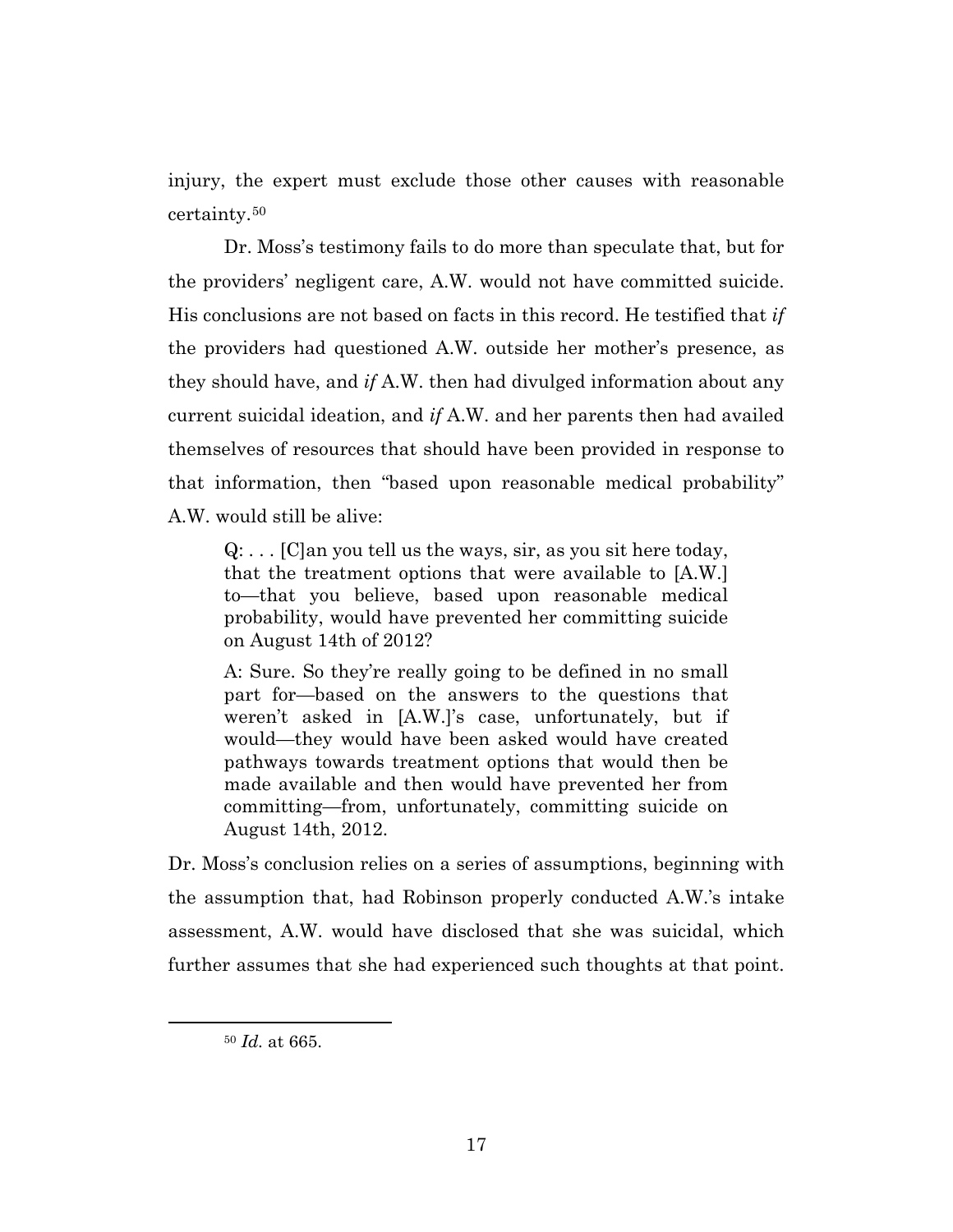injury, the expert must exclude those other causes with reasonable certainty.[50]

Dr. Moss's testimony fails to do more than speculate that, but for the providers' negligent care, A.W. would not have committed suicide. His conclusions are not based on facts in this record. He testified that *if* the providers had questioned A.W. outside her mother's presence, as they should have, and *if* A.W. then had divulged information about any current suicidal ideation, and *if* A.W. and her parents then had availed themselves of resources that should have been provided in response to that information, then "based upon reasonable medical probability" A.W. would still be alive:

> Q: . . . [C]an you tell us the ways, sir, as you sit here today, that the treatment options that were available to [A.W.] to—that you believe, based upon reasonable medical probability, would have prevented her committing suicide on August 14th of 2012?
>
> A: Sure. So they're really going to be defined in no small part for—based on the answers to the questions that weren't asked in [A.W.]'s case, unfortunately, but if would—they would have been asked would have created pathways towards treatment options that would then be made available and then would have prevented her from committing—from, unfortunately, committing suicide on August 14th, 2012.

Dr. Moss's conclusion relies on a series of assumptions, beginning with the assumption that, had Robinson properly conducted A.W.'s intake assessment, A.W. would have disclosed that she was suicidal, which further assumes that she had experienced such thoughts at that point.

---

[50] *Id.* at 665.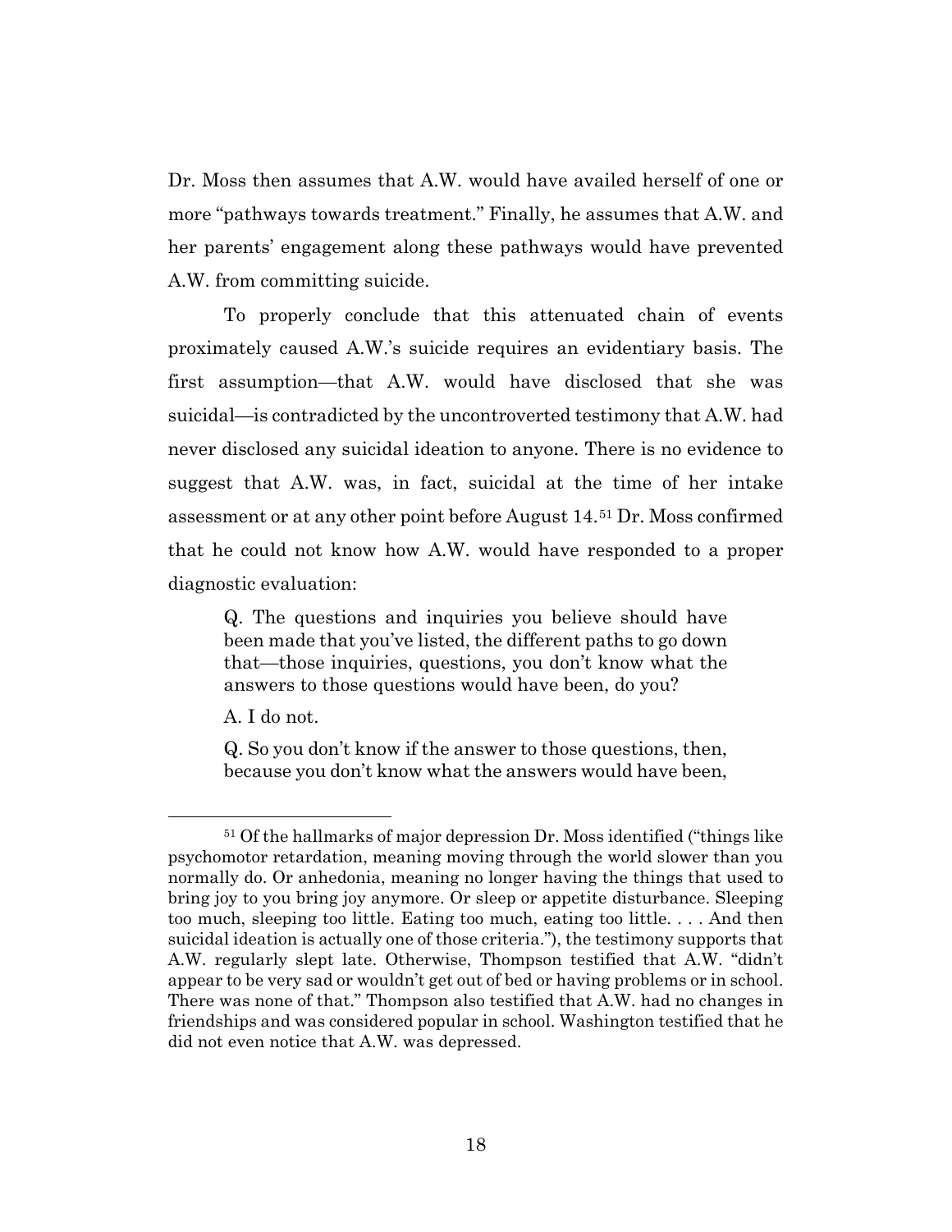Dr. Moss then assumes that A.W. would have availed herself of one or more "pathways towards treatment." Finally, he assumes that A.W. and her parents' engagement along these pathways would have prevented A.W. from committing suicide.

To properly conclude that this attenuated chain of events proximately caused A.W.'s suicide requires an evidentiary basis. The first assumption—that A.W. would have disclosed that she was suicidal—is contradicted by the uncontroverted testimony that A.W. had never disclosed any suicidal ideation to anyone. There is no evidence to suggest that A.W. was, in fact, suicidal at the time of her intake assessment or at any other point before August 14.[51] Dr. Moss confirmed that he could not know how A.W. would have responded to a proper diagnostic evaluation:

> Q. The questions and inquiries you believe should have been made that you've listed, the different paths to go down that—those inquiries, questions, you don't know what the answers to those questions would have been, do you?
>
> A. I do not.
>
> Q. So you don't know if the answer to those questions, then, because you don't know what the answers would have been,

---

[51] Of the hallmarks of major depression Dr. Moss identified ("things like psychomotor retardation, meaning moving through the world slower than you normally do. Or anhedonia, meaning no longer having the things that used to bring joy to you bring joy anymore. Or sleep or appetite disturbance. Sleeping too much, sleeping too little. Eating too much, eating too little. . . . And then suicidal ideation is actually one of those criteria."), the testimony supports that A.W. regularly slept late. Otherwise, Thompson testified that A.W. "didn't appear to be very sad or wouldn't get out of bed or having problems or in school. There was none of that." Thompson also testified that A.W. had no changes in friendships and was considered popular in school. Washington testified that he did not even notice that A.W. was depressed.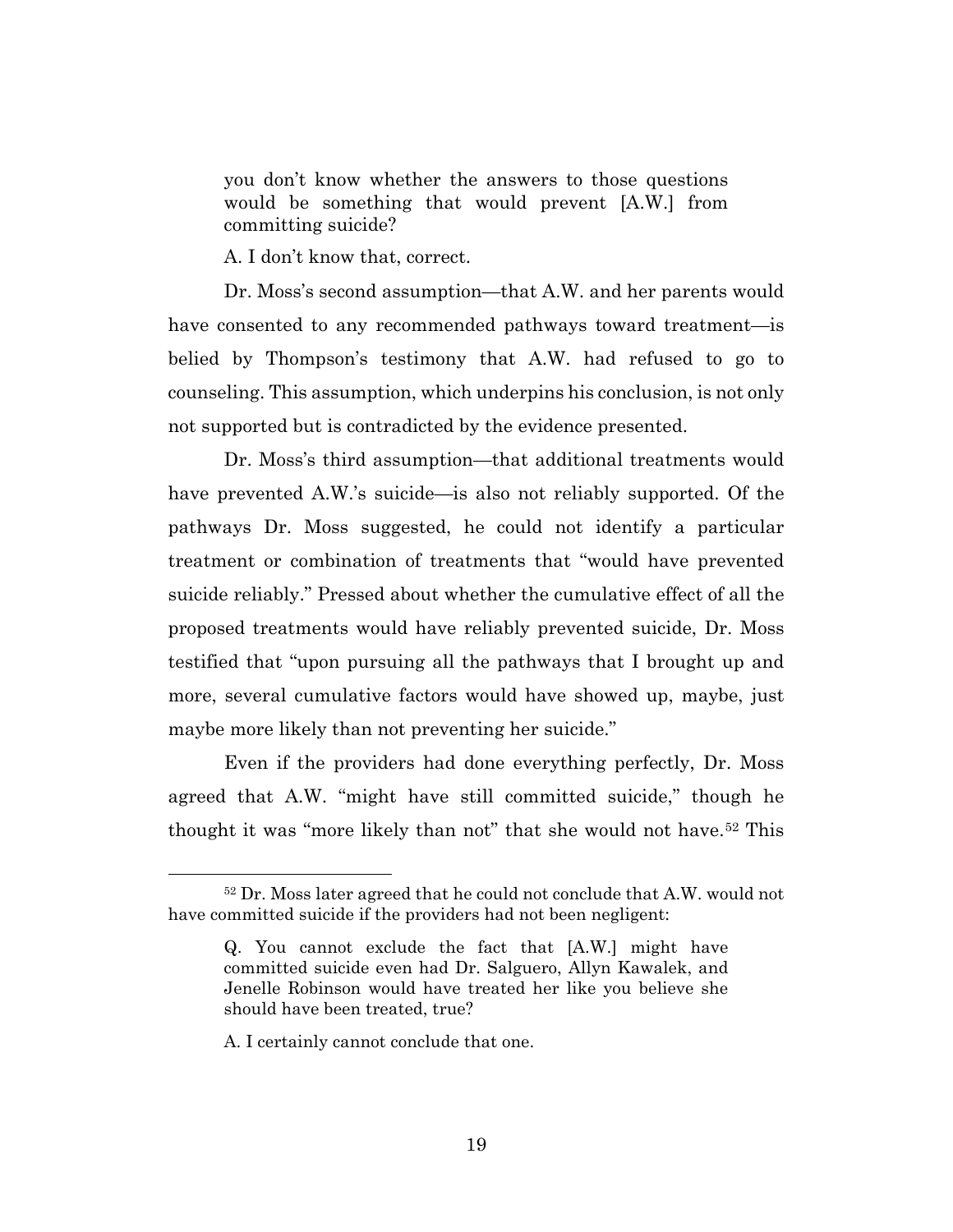> you don't know whether the answers to those questions would be something that would prevent [A.W.] from committing suicide?
>
> A. I don't know that, correct.

Dr. Moss's second assumption—that A.W. and her parents would have consented to any recommended pathways toward treatment—is belied by Thompson's testimony that A.W. had refused to go to counseling. This assumption, which underpins his conclusion, is not only not supported but is contradicted by the evidence presented.

Dr. Moss's third assumption—that additional treatments would have prevented A.W.'s suicide—is also not reliably supported. Of the pathways Dr. Moss suggested, he could not identify a particular treatment or combination of treatments that "would have prevented suicide reliably." Pressed about whether the cumulative effect of all the proposed treatments would have reliably prevented suicide, Dr. Moss testified that "upon pursuing all the pathways that I brought up and more, several cumulative factors would have showed up, maybe, just maybe more likely than not preventing her suicide."

Even if the providers had done everything perfectly, Dr. Moss agreed that A.W. "might have still committed suicide," though he thought it was "more likely than not" that she would not have.[52] This

---

[52] Dr. Moss later agreed that he could not conclude that A.W. would not have committed suicide if the providers had not been negligent:

> Q. You cannot exclude the fact that [A.W.] might have committed suicide even had Dr. Salguero, Allyn Kawalek, and Jenelle Robinson would have treated her like you believe she should have been treated, true?
>
> A. I certainly cannot conclude that one.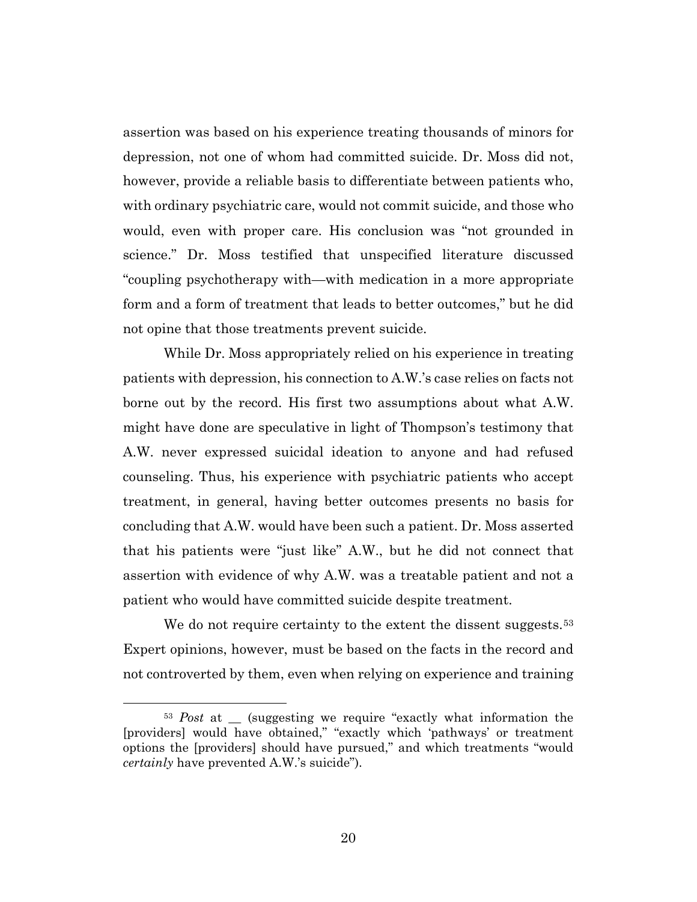assertion was based on his experience treating thousands of minors for depression, not one of whom had committed suicide. Dr. Moss did not, however, provide a reliable basis to differentiate between patients who, with ordinary psychiatric care, would not commit suicide, and those who would, even with proper care. His conclusion was "not grounded in science." Dr. Moss testified that unspecified literature discussed "coupling psychotherapy with—with medication in a more appropriate form and a form of treatment that leads to better outcomes," but he did not opine that those treatments prevent suicide.

While Dr. Moss appropriately relied on his experience in treating patients with depression, his connection to A.W.'s case relies on facts not borne out by the record. His first two assumptions about what A.W. might have done are speculative in light of Thompson's testimony that A.W. never expressed suicidal ideation to anyone and had refused counseling. Thus, his experience with psychiatric patients who accept treatment, in general, having better outcomes presents no basis for concluding that A.W. would have been such a patient. Dr. Moss asserted that his patients were "just like" A.W., but he did not connect that assertion with evidence of why A.W. was a treatable patient and not a patient who would have committed suicide despite treatment.

We do not require certainty to the extent the dissent suggests.[53] Expert opinions, however, must be based on the facts in the record and not controverted by them, even when relying on experience and training

---

[53] *Post* at __ (suggesting we require "exactly what information the [providers] would have obtained," "exactly which 'pathways' or treatment options the [providers] should have pursued," and which treatments "would *certainly* have prevented A.W.'s suicide").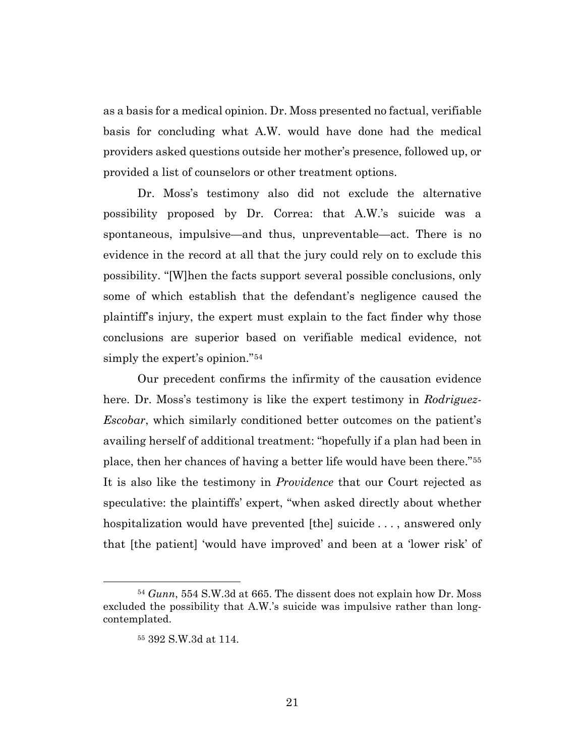as a basis for a medical opinion. Dr. Moss presented no factual, verifiable basis for concluding what A.W. would have done had the medical providers asked questions outside her mother's presence, followed up, or provided a list of counselors or other treatment options.

Dr. Moss's testimony also did not exclude the alternative possibility proposed by Dr. Correa: that A.W.'s suicide was a spontaneous, impulsive—and thus, unpreventable—act. There is no evidence in the record at all that the jury could rely on to exclude this possibility. "[W]hen the facts support several possible conclusions, only some of which establish that the defendant's negligence caused the plaintiff's injury, the expert must explain to the fact finder why those conclusions are superior based on verifiable medical evidence, not simply the expert's opinion."[54]

Our precedent confirms the infirmity of the causation evidence here. Dr. Moss's testimony is like the expert testimony in *Rodriguez-Escobar*, which similarly conditioned better outcomes on the patient's availing herself of additional treatment: "hopefully if a plan had been in place, then her chances of having a better life would have been there."[55] It is also like the testimony in *Providence* that our Court rejected as speculative: the plaintiffs' expert, "when asked directly about whether hospitalization would have prevented [the] suicide . . . , answered only that [the patient] 'would have improved' and been at a 'lower risk' of

---

[54] *Gunn*, 554 S.W.3d at 665. The dissent does not explain how Dr. Moss excluded the possibility that A.W.'s suicide was impulsive rather than long-contemplated.

[55] 392 S.W.3d at 114.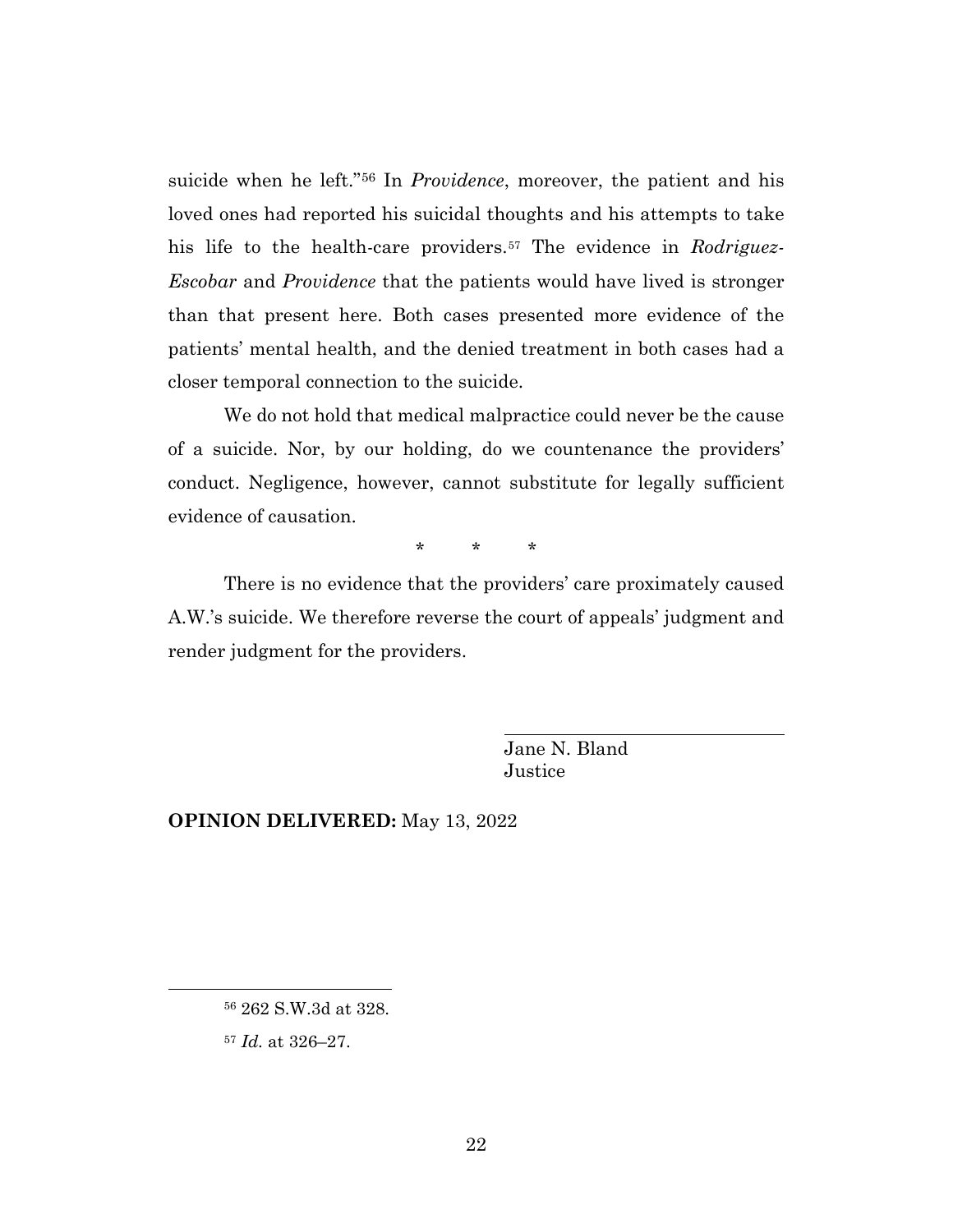suicide when he left."[56] In *Providence*, moreover, the patient and his loved ones had reported his suicidal thoughts and his attempts to take his life to the health-care providers.[57] The evidence in *Rodriguez-Escobar* and *Providence* that the patients would have lived is stronger than that present here. Both cases presented more evidence of the patients' mental health, and the denied treatment in both cases had a closer temporal connection to the suicide.

We do not hold that medical malpractice could never be the cause of a suicide. Nor, by our holding, do we countenance the providers' conduct. Negligence, however, cannot substitute for legally sufficient evidence of causation.

\* \* \*

There is no evidence that the providers' care proximately caused A.W.'s suicide. We therefore reverse the court of appeals' judgment and render judgment for the providers.

Jane N. Bland
Justice

**OPINION DELIVERED:** May 13, 2022

---

[56] 262 S.W.3d at 328.

[57] *Id.* at 326–27.